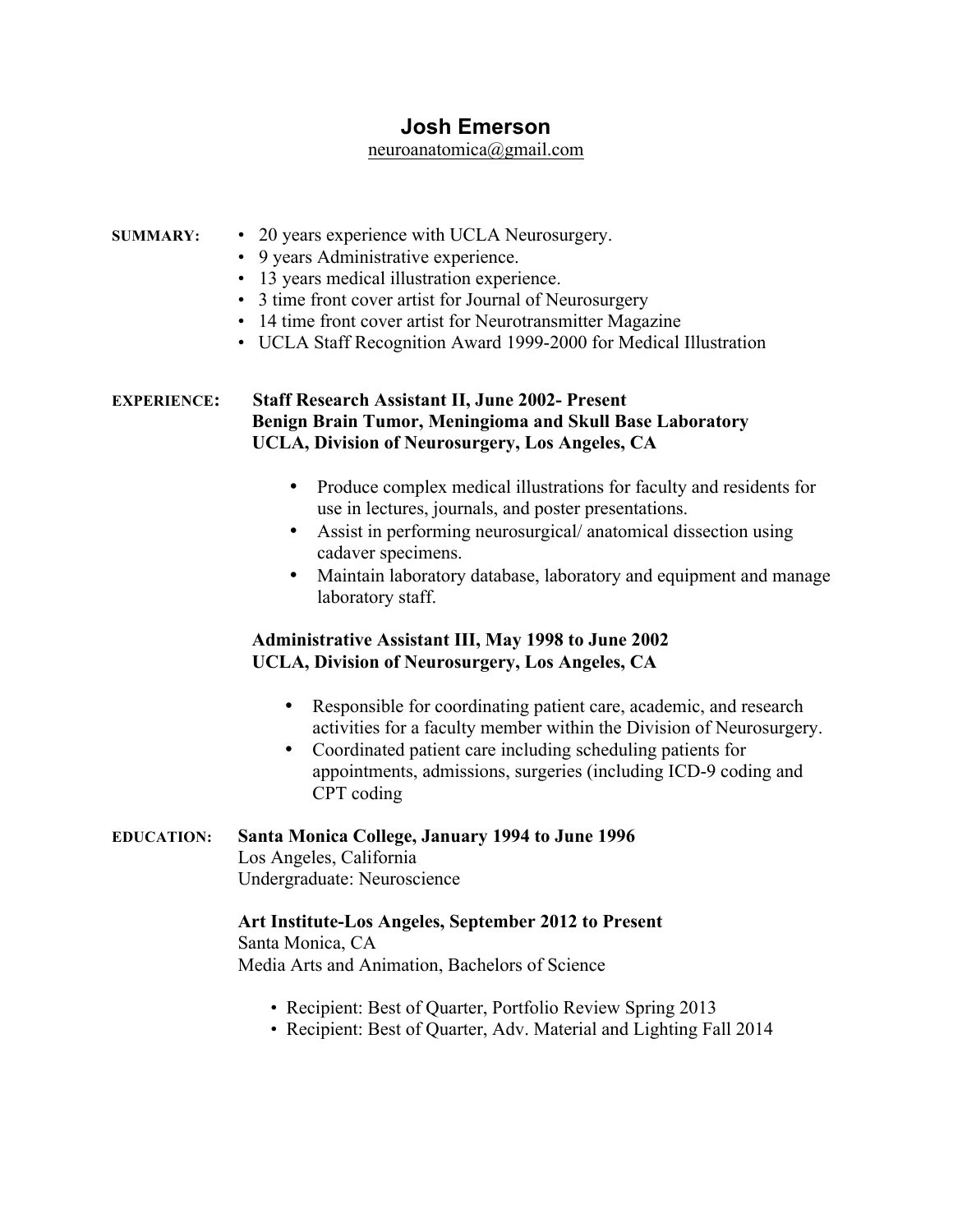# Josh Emerson

neuroanatomica@gmail.com

**SUMMARY:**

- 20 years experience with UCLA Neurosurgery.
- 9 years Administrative experience.
- 13 years medical illustration experience.
- 3 time front cover artist for Journal of Neurosurgery
- 14 time front cover artist for Neurotransmitter Magazine
- UCLA Staff Recognition Award 1999-2000 for Medical Illustration

**EXPERIENCE:**

**Staff Research Assistant II, June 2002- Present**
**Benign Brain Tumor, Meningioma and Skull Base Laboratory**
**UCLA, Division of Neurosurgery, Los Angeles, CA**

- Produce complex medical illustrations for faculty and residents for use in lectures, journals, and poster presentations.
- Assist in performing neurosurgical/ anatomical dissection using cadaver specimens.
- Maintain laboratory database, laboratory and equipment and manage laboratory staff.

**Administrative Assistant III, May 1998 to June 2002**
**UCLA, Division of Neurosurgery, Los Angeles, CA**

- Responsible for coordinating patient care, academic, and research activities for a faculty member within the Division of Neurosurgery.
- Coordinated patient care including scheduling patients for appointments, admissions, surgeries (including ICD-9 coding and CPT coding

**EDUCATION:**

**Santa Monica College, January 1994 to June 1996**
Los Angeles, California
Undergraduate: Neuroscience

**Art Institute-Los Angeles, September 2012 to Present**
Santa Monica, CA
Media Arts and Animation, Bachelors of Science

- Recipient: Best of Quarter, Portfolio Review Spring 2013
- Recipient: Best of Quarter, Adv. Material and Lighting Fall 2014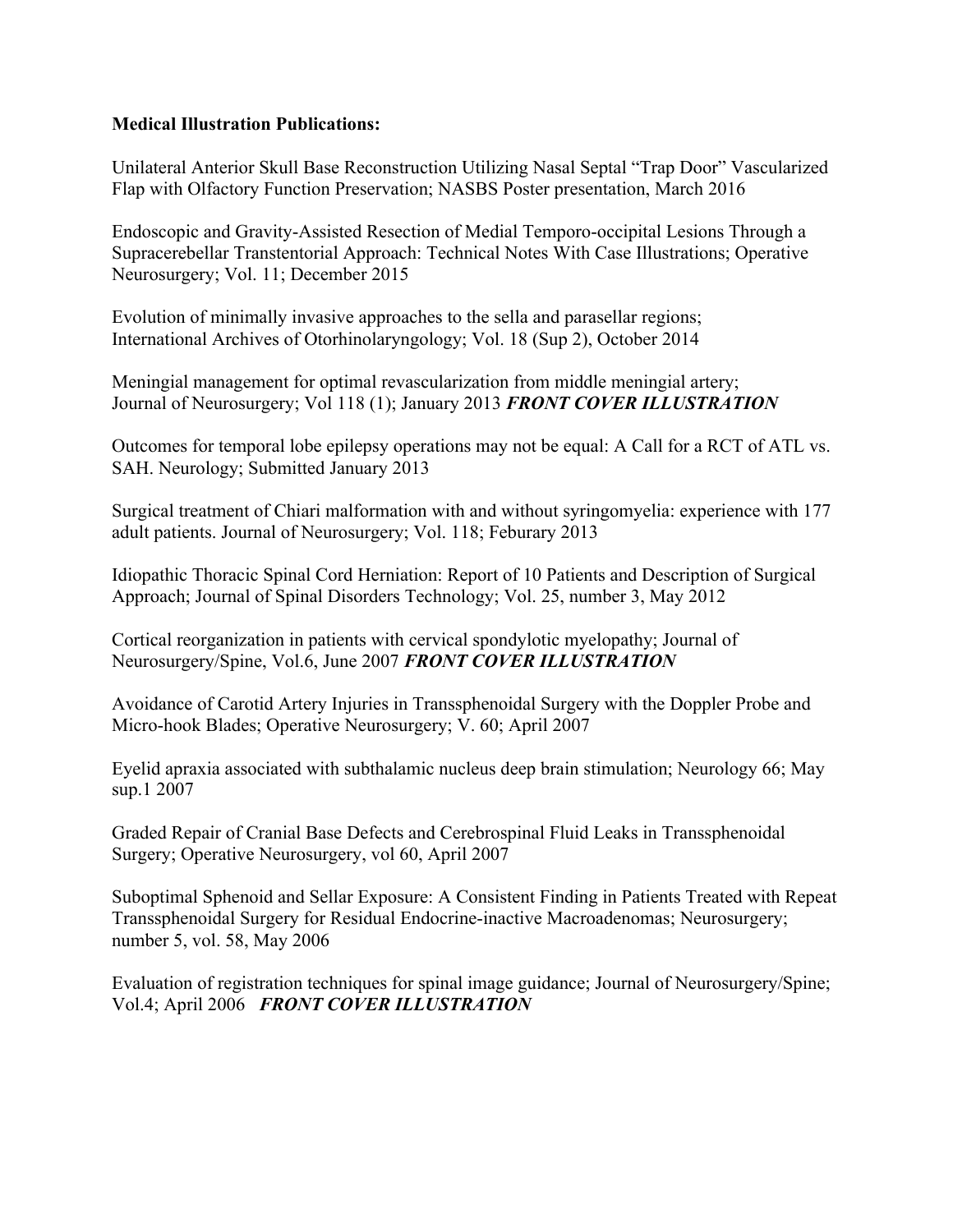**Medical Illustration Publications:**

Unilateral Anterior Skull Base Reconstruction Utilizing Nasal Septal "Trap Door" Vascularized Flap with Olfactory Function Preservation; NASBS Poster presentation, March 2016

Endoscopic and Gravity-Assisted Resection of Medial Temporo-occipital Lesions Through a Supracerebellar Transtentorial Approach: Technical Notes With Case Illustrations; Operative Neurosurgery; Vol. 11; December 2015

Evolution of minimally invasive approaches to the sella and parasellar regions; International Archives of Otorhinolaryngology; Vol. 18 (Sup 2), October 2014

Meningial management for optimal revascularization from middle meningial artery; Journal of Neurosurgery; Vol 118 (1); January 2013 ***FRONT COVER ILLUSTRATION***

Outcomes for temporal lobe epilepsy operations may not be equal: A Call for a RCT of ATL vs. SAH. Neurology; Submitted January 2013

Surgical treatment of Chiari malformation with and without syringomyelia: experience with 177 adult patients. Journal of Neurosurgery; Vol. 118; Feburary 2013

Idiopathic Thoracic Spinal Cord Herniation: Report of 10 Patients and Description of Surgical Approach; Journal of Spinal Disorders Technology; Vol. 25, number 3, May 2012

Cortical reorganization in patients with cervical spondylotic myelopathy; Journal of Neurosurgery/Spine, Vol.6, June 2007 ***FRONT COVER ILLUSTRATION***

Avoidance of Carotid Artery Injuries in Transsphenoidal Surgery with the Doppler Probe and Micro-hook Blades; Operative Neurosurgery; V. 60; April 2007

Eyelid apraxia associated with subthalamic nucleus deep brain stimulation; Neurology 66; May sup.1 2007

Graded Repair of Cranial Base Defects and Cerebrospinal Fluid Leaks in Transsphenoidal Surgery; Operative Neurosurgery, vol 60, April 2007

Suboptimal Sphenoid and Sellar Exposure: A Consistent Finding in Patients Treated with Repeat Transsphenoidal Surgery for Residual Endocrine-inactive Macroadenomas; Neurosurgery; number 5, vol. 58, May 2006

Evaluation of registration techniques for spinal image guidance; Journal of Neurosurgery/Spine; Vol.4; April 2006 ***FRONT COVER ILLUSTRATION***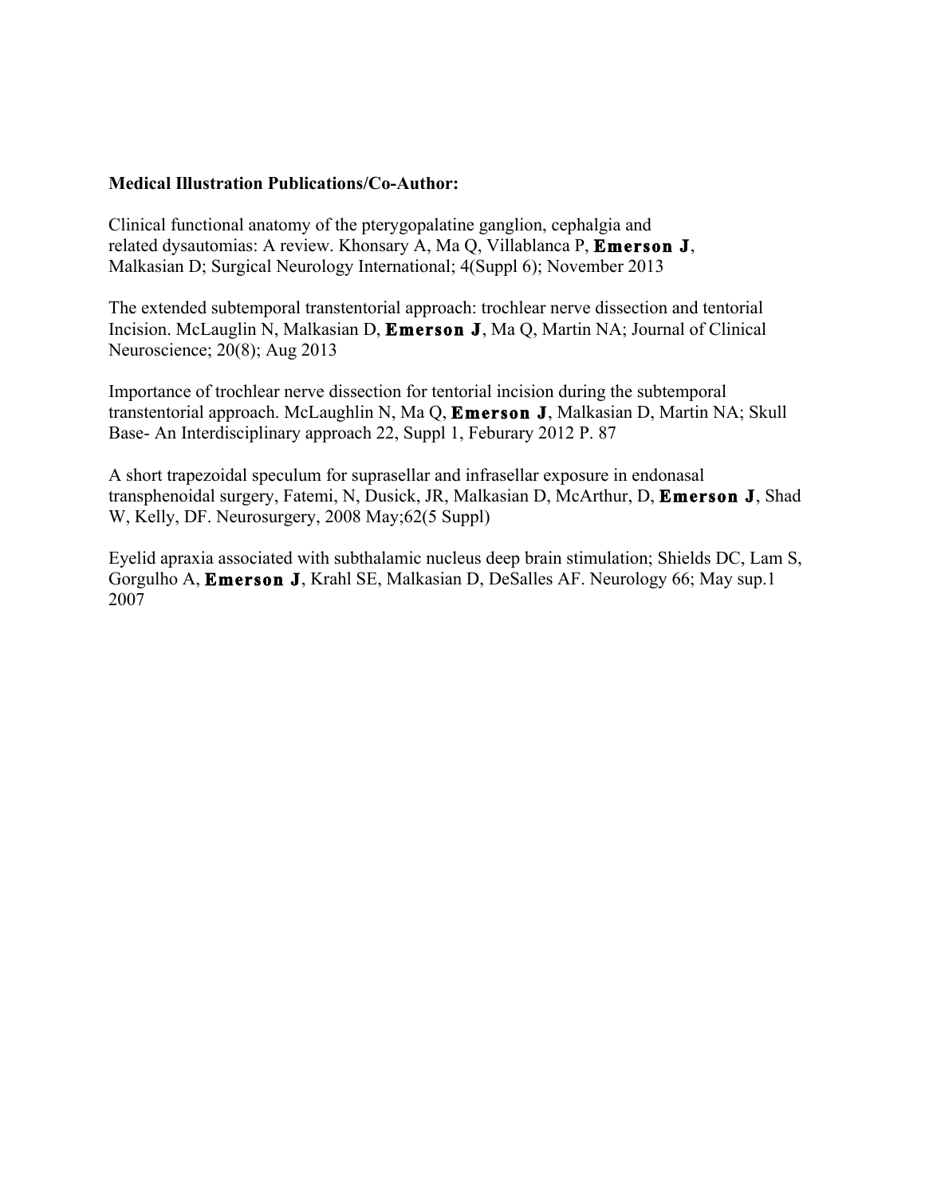**Medical Illustration Publications/Co-Author:**

Clinical functional anatomy of the pterygopalatine ganglion, cephalgia and related dysautomias: A review. Khonsary A, Ma Q, Villablanca P, **Emerson J**, Malkasian D; Surgical Neurology International; 4(Suppl 6); November 2013

The extended subtemporal transtentorial approach: trochlear nerve dissection and tentorial Incision. McLauglin N, Malkasian D, **Emerson J**, Ma Q, Martin NA; Journal of Clinical Neuroscience; 20(8); Aug 2013

Importance of trochlear nerve dissection for tentorial incision during the subtemporal transtentorial approach. McLaughlin N, Ma Q, **Emerson J**, Malkasian D, Martin NA; Skull Base- An Interdisciplinary approach 22, Suppl 1, Feburary 2012 P. 87

A short trapezoidal speculum for suprasellar and infrasellar exposure in endonasal transphenoidal surgery, Fatemi, N, Dusick, JR, Malkasian D, McArthur, D, **Emerson J**, Shad W, Kelly, DF. Neurosurgery, 2008 May;62(5 Suppl)

Eyelid apraxia associated with subthalamic nucleus deep brain stimulation; Shields DC, Lam S, Gorgulho A, **Emerson J**, Krahl SE, Malkasian D, DeSalles AF. Neurology 66; May sup.1 2007